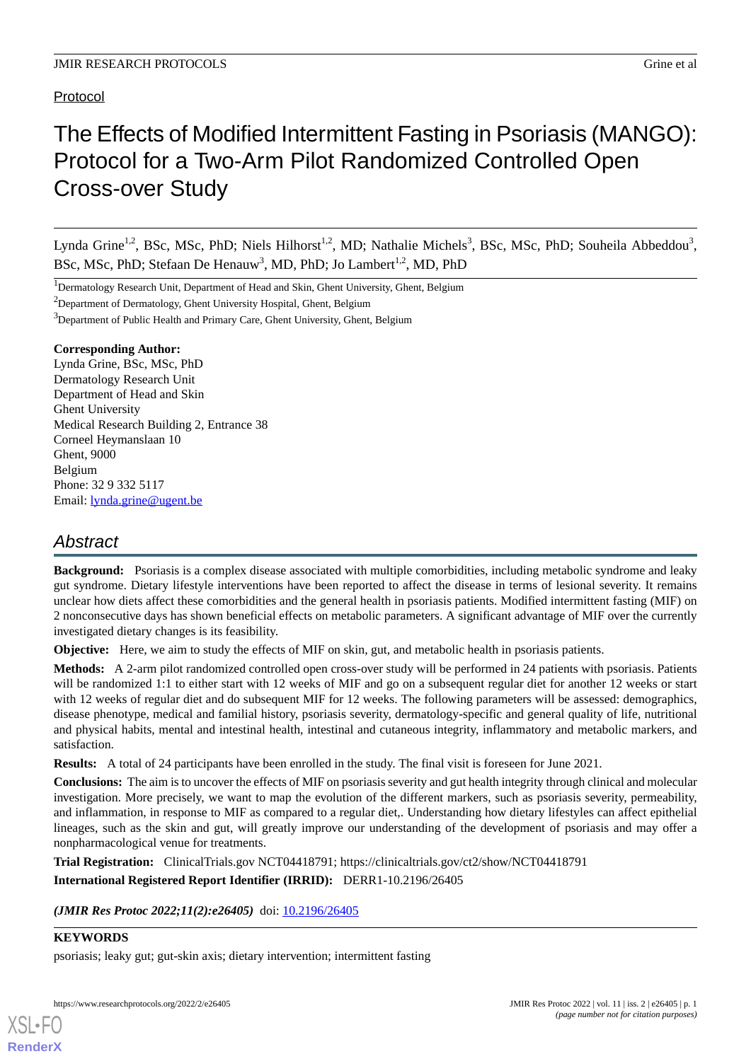Protocol

# The Effects of Modified Intermittent Fasting in Psoriasis (MANGO): Protocol for a Two-Arm Pilot Randomized Controlled Open Cross-over Study

Lynda Grine[1,2], BSc, MSc, PhD; Niels Hilhorst[1,2], MD; Nathalie Michels[3], BSc, MSc, PhD; Souheila Abbeddou[3], BSc, MSc, PhD; Stefaan De Henauw[3], MD, PhD; Jo Lambert[1,2], MD, PhD

[1]Dermatology Research Unit, Department of Head and Skin, Ghent University, Ghent, Belgium

[2]Department of Dermatology, Ghent University Hospital, Ghent, Belgium

[3]Department of Public Health and Primary Care, Ghent University, Ghent, Belgium

**Corresponding Author:**
Lynda Grine, BSc, MSc, PhD
Dermatology Research Unit
Department of Head and Skin
Ghent University
Medical Research Building 2, Entrance 38
Corneel Heymanslaan 10
Ghent, 9000
Belgium
Phone: 32 9 332 5117
Email: lynda.grine@ugent.be

## Abstract

**Background:** Psoriasis is a complex disease associated with multiple comorbidities, including metabolic syndrome and leaky gut syndrome. Dietary lifestyle interventions have been reported to affect the disease in terms of lesional severity. It remains unclear how diets affect these comorbidities and the general health in psoriasis patients. Modified intermittent fasting (MIF) on 2 nonconsecutive days has shown beneficial effects on metabolic parameters. A significant advantage of MIF over the currently investigated dietary changes is its feasibility.

**Objective:** Here, we aim to study the effects of MIF on skin, gut, and metabolic health in psoriasis patients.

**Methods:** A 2-arm pilot randomized controlled open cross-over study will be performed in 24 patients with psoriasis. Patients will be randomized 1:1 to either start with 12 weeks of MIF and go on a subsequent regular diet for another 12 weeks or start with 12 weeks of regular diet and do subsequent MIF for 12 weeks. The following parameters will be assessed: demographics, disease phenotype, medical and familial history, psoriasis severity, dermatology-specific and general quality of life, nutritional and physical habits, mental and intestinal health, intestinal and cutaneous integrity, inflammatory and metabolic markers, and satisfaction.

**Results:** A total of 24 participants have been enrolled in the study. The final visit is foreseen for June 2021.

**Conclusions:** The aim is to uncover the effects of MIF on psoriasis severity and gut health integrity through clinical and molecular investigation. More precisely, we want to map the evolution of the different markers, such as psoriasis severity, permeability, and inflammation, in response to MIF as compared to a regular diet,. Understanding how dietary lifestyles can affect epithelial lineages, such as the skin and gut, will greatly improve our understanding of the development of psoriasis and may offer a nonpharmacological venue for treatments.

**Trial Registration:** ClinicalTrials.gov NCT04418791; https://clinicaltrials.gov/ct2/show/NCT04418791

**International Registered Report Identifier (IRRID):** DERR1-10.2196/26405

***(JMIR Res Protoc 2022;11(2):e26405)*** doi: 10.2196/26405

**KEYWORDS**

psoriasis; leaky gut; gut-skin axis; dietary intervention; intermittent fasting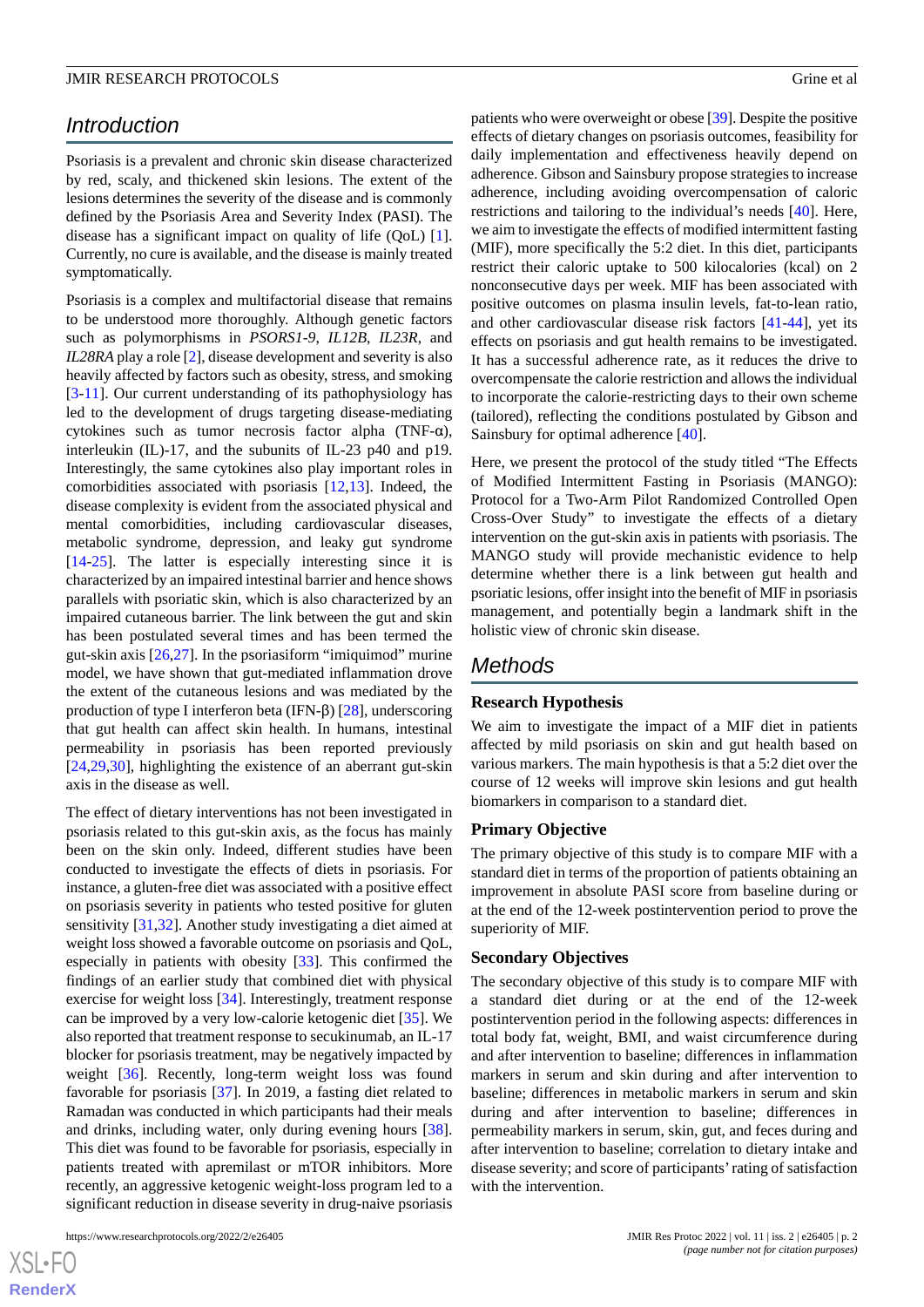## Introduction

Psoriasis is a prevalent and chronic skin disease characterized by red, scaly, and thickened skin lesions. The extent of the lesions determines the severity of the disease and is commonly defined by the Psoriasis Area and Severity Index (PASI). The disease has a significant impact on quality of life (QoL) [1]. Currently, no cure is available, and the disease is mainly treated symptomatically.

Psoriasis is a complex and multifactorial disease that remains to be understood more thoroughly. Although genetic factors such as polymorphisms in *PSORS1-9, IL12B, IL23R*, and *IL28RA* play a role [2], disease development and severity is also heavily affected by factors such as obesity, stress, and smoking [3-11]. Our current understanding of its pathophysiology has led to the development of drugs targeting disease-mediating cytokines such as tumor necrosis factor alpha (TNF-α), interleukin (IL)-17, and the subunits of IL-23 p40 and p19. Interestingly, the same cytokines also play important roles in comorbidities associated with psoriasis [12,13]. Indeed, the disease complexity is evident from the associated physical and mental comorbidities, including cardiovascular diseases, metabolic syndrome, depression, and leaky gut syndrome [14-25]. The latter is especially interesting since it is characterized by an impaired intestinal barrier and hence shows parallels with psoriatic skin, which is also characterized by an impaired cutaneous barrier. The link between the gut and skin has been postulated several times and has been termed the gut-skin axis [26,27]. In the psoriasiform "imiquimod" murine model, we have shown that gut-mediated inflammation drove the extent of the cutaneous lesions and was mediated by the production of type I interferon beta (IFN-β) [28], underscoring that gut health can affect skin health. In humans, intestinal permeability in psoriasis has been reported previously [24,29,30], highlighting the existence of an aberrant gut-skin axis in the disease as well.

The effect of dietary interventions has not been investigated in psoriasis related to this gut-skin axis, as the focus has mainly been on the skin only. Indeed, different studies have been conducted to investigate the effects of diets in psoriasis. For instance, a gluten-free diet was associated with a positive effect on psoriasis severity in patients who tested positive for gluten sensitivity [31,32]. Another study investigating a diet aimed at weight loss showed a favorable outcome on psoriasis and QoL, especially in patients with obesity [33]. This confirmed the findings of an earlier study that combined diet with physical exercise for weight loss [34]. Interestingly, treatment response can be improved by a very low-calorie ketogenic diet [35]. We also reported that treatment response to secukinumab, an IL-17 blocker for psoriasis treatment, may be negatively impacted by weight [36]. Recently, long-term weight loss was found favorable for psoriasis [37]. In 2019, a fasting diet related to Ramadan was conducted in which participants had their meals and drinks, including water, only during evening hours [38]. This diet was found to be favorable for psoriasis, especially in patients treated with apremilast or mTOR inhibitors. More recently, an aggressive ketogenic weight-loss program led to a significant reduction in disease severity in drug-naive psoriasis patients who were overweight or obese [39]. Despite the positive effects of dietary changes on psoriasis outcomes, feasibility for daily implementation and effectiveness heavily depend on adherence. Gibson and Sainsbury propose strategies to increase adherence, including avoiding overcompensation of caloric restrictions and tailoring to the individual's needs [40]. Here, we aim to investigate the effects of modified intermittent fasting (MIF), more specifically the 5:2 diet. In this diet, participants restrict their caloric uptake to 500 kilocalories (kcal) on 2 nonconsecutive days per week. MIF has been associated with positive outcomes on plasma insulin levels, fat-to-lean ratio, and other cardiovascular disease risk factors [41-44], yet its effects on psoriasis and gut health remains to be investigated. It has a successful adherence rate, as it reduces the drive to overcompensate the calorie restriction and allows the individual to incorporate the calorie-restricting days to their own scheme (tailored), reflecting the conditions postulated by Gibson and Sainsbury for optimal adherence [40].

Here, we present the protocol of the study titled "The Effects of Modified Intermittent Fasting in Psoriasis (MANGO): Protocol for a Two-Arm Pilot Randomized Controlled Open Cross-Over Study" to investigate the effects of a dietary intervention on the gut-skin axis in patients with psoriasis. The MANGO study will provide mechanistic evidence to help determine whether there is a link between gut health and psoriatic lesions, offer insight into the benefit of MIF in psoriasis management, and potentially begin a landmark shift in the holistic view of chronic skin disease.

## Methods

### Research Hypothesis

We aim to investigate the impact of a MIF diet in patients affected by mild psoriasis on skin and gut health based on various markers. The main hypothesis is that a 5:2 diet over the course of 12 weeks will improve skin lesions and gut health biomarkers in comparison to a standard diet.

### Primary Objective

The primary objective of this study is to compare MIF with a standard diet in terms of the proportion of patients obtaining an improvement in absolute PASI score from baseline during or at the end of the 12-week postintervention period to prove the superiority of MIF.

### Secondary Objectives

The secondary objective of this study is to compare MIF with a standard diet during or at the end of the 12-week postintervention period in the following aspects: differences in total body fat, weight, BMI, and waist circumference during and after intervention to baseline; differences in inflammation markers in serum and skin during and after intervention to baseline; differences in metabolic markers in serum and skin during and after intervention to baseline; differences in permeability markers in serum, skin, gut, and feces during and after intervention to baseline; correlation to dietary intake and disease severity; and score of participants' rating of satisfaction with the intervention.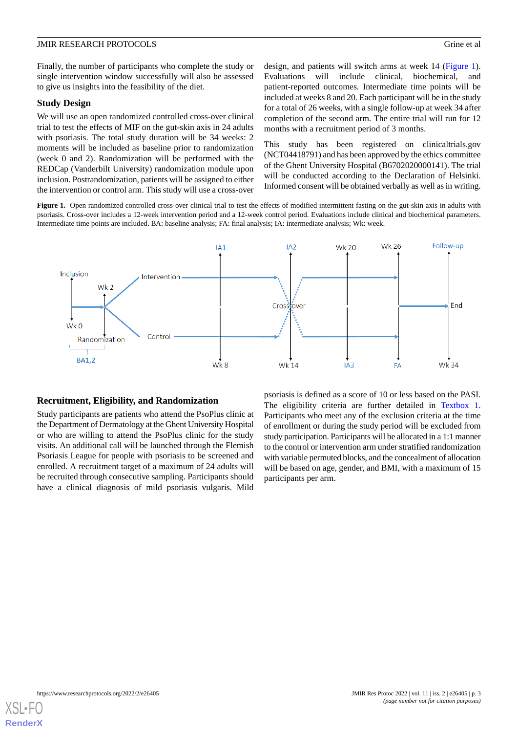Finally, the number of participants who complete the study or single intervention window successfully will also be assessed to give us insights into the feasibility of the diet.

### Study Design

We will use an open randomized controlled cross-over clinical trial to test the effects of MIF on the gut-skin axis in 24 adults with psoriasis. The total study duration will be 34 weeks: 2 moments will be included as baseline prior to randomization (week 0 and 2). Randomization will be performed with the REDCap (Vanderbilt University) randomization module upon inclusion. Postrandomization, patients will be assigned to either the intervention or control arm. This study will use a cross-over design, and patients will switch arms at week 14 (Figure 1). Evaluations will include clinical, biochemical, and patient-reported outcomes. Intermediate time points will be included at weeks 8 and 20. Each participant will be in the study for a total of 26 weeks, with a single follow-up at week 34 after completion of the second arm. The entire trial will run for 12 months with a recruitment period of 3 months.

This study has been registered on clinicaltrials.gov (NCT04418791) and has been approved by the ethics committee of the Ghent University Hospital (B6702020000141). The trial will be conducted according to the Declaration of Helsinki. Informed consent will be obtained verbally as well as in writing.

**Figure 1.** Open randomized controlled cross-over clinical trial to test the effects of modified intermittent fasting on the gut-skin axis in adults with psoriasis. Cross-over includes a 12-week intervention period and a 12-week control period. Evaluations include clinical and biochemical parameters. Intermediate time points are included. BA: baseline analysis; FA: final analysis; IA: intermediate analysis; Wk: week.

### Recruitment, Eligibility, and Randomization

Study participants are patients who attend the PsoPlus clinic at the Department of Dermatology at the Ghent University Hospital or who are willing to attend the PsoPlus clinic for the study visits. An additional call will be launched through the Flemish Psoriasis League for people with psoriasis to be screened and enrolled. A recruitment target of a maximum of 24 adults will be recruited through consecutive sampling. Participants should have a clinical diagnosis of mild psoriasis vulgaris. Mild psoriasis is defined as a score of 10 or less based on the PASI. The eligibility criteria are further detailed in Textbox 1. Participants who meet any of the exclusion criteria at the time of enrollment or during the study period will be excluded from study participation. Participants will be allocated in a 1:1 manner to the control or intervention arm under stratified randomization with variable permuted blocks, and the concealment of allocation will be based on age, gender, and BMI, with a maximum of 15 participants per arm.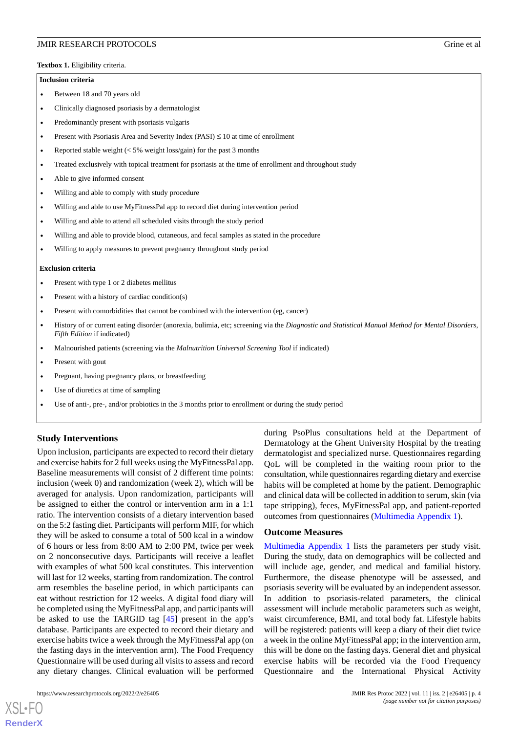**Textbox 1.** Eligibility criteria.

**Inclusion criteria**

- Between 18 and 70 years old
- Clinically diagnosed psoriasis by a dermatologist
- Predominantly present with psoriasis vulgaris
- Present with Psoriasis Area and Severity Index (PASI) ≤ 10 at time of enrollment
- Reported stable weight (< 5% weight loss/gain) for the past 3 months
- Treated exclusively with topical treatment for psoriasis at the time of enrollment and throughout study
- Able to give informed consent
- Willing and able to comply with study procedure
- Willing and able to use MyFitnessPal app to record diet during intervention period
- Willing and able to attend all scheduled visits through the study period
- Willing and able to provide blood, cutaneous, and fecal samples as stated in the procedure
- Willing to apply measures to prevent pregnancy throughout study period

**Exclusion criteria**

- Present with type 1 or 2 diabetes mellitus
- Present with a history of cardiac condition(s)
- Present with comorbidities that cannot be combined with the intervention (eg, cancer)
- History of or current eating disorder (anorexia, bulimia, etc; screening via the *Diagnostic and Statistical Manual Method for Mental Disorders, Fifth Edition* if indicated)
- Malnourished patients (screening via the *Malnutrition Universal Screening Tool* if indicated)
- Present with gout
- Pregnant, having pregnancy plans, or breastfeeding
- Use of diuretics at time of sampling
- Use of anti-, pre-, and/or probiotics in the 3 months prior to enrollment or during the study period

## Study Interventions

Upon inclusion, participants are expected to record their dietary and exercise habits for 2 full weeks using the MyFitnessPal app. Baseline measurements will consist of 2 different time points: inclusion (week 0) and randomization (week 2), which will be averaged for analysis. Upon randomization, participants will be assigned to either the control or intervention arm in a 1:1 ratio. The intervention consists of a dietary intervention based on the 5:2 fasting diet. Participants will perform MIF, for which they will be asked to consume a total of 500 kcal in a window of 6 hours or less from 8:00 AM to 2:00 PM, twice per week on 2 nonconsecutive days. Participants will receive a leaflet with examples of what 500 kcal constitutes. This intervention will last for 12 weeks, starting from randomization. The control arm resembles the baseline period, in which participants can eat without restriction for 12 weeks. A digital food diary will be completed using the MyFitnessPal app, and participants will be asked to use the TARGID tag [45] present in the app's database. Participants are expected to record their dietary and exercise habits twice a week through the MyFitnessPal app (on the fasting days in the intervention arm). The Food Frequency Questionnaire will be used during all visits to assess and record any dietary changes. Clinical evaluation will be performed during PsoPlus consultations held at the Department of Dermatology at the Ghent University Hospital by the treating dermatologist and specialized nurse. Questionnaires regarding QoL will be completed in the waiting room prior to the consultation, while questionnaires regarding dietary and exercise habits will be completed at home by the patient. Demographic and clinical data will be collected in addition to serum, skin (via tape stripping), feces, MyFitnessPal app, and patient-reported outcomes from questionnaires (Multimedia Appendix 1).

## Outcome Measures

Multimedia Appendix 1 lists the parameters per study visit. During the study, data on demographics will be collected and will include age, gender, and medical and familial history. Furthermore, the disease phenotype will be assessed, and psoriasis severity will be evaluated by an independent assessor. In addition to psoriasis-related parameters, the clinical assessment will include metabolic parameters such as weight, waist circumference, BMI, and total body fat. Lifestyle habits will be registered: patients will keep a diary of their diet twice a week in the online MyFitnessPal app; in the intervention arm, this will be done on the fasting days. General diet and physical exercise habits will be recorded via the Food Frequency Questionnaire and the International Physical Activity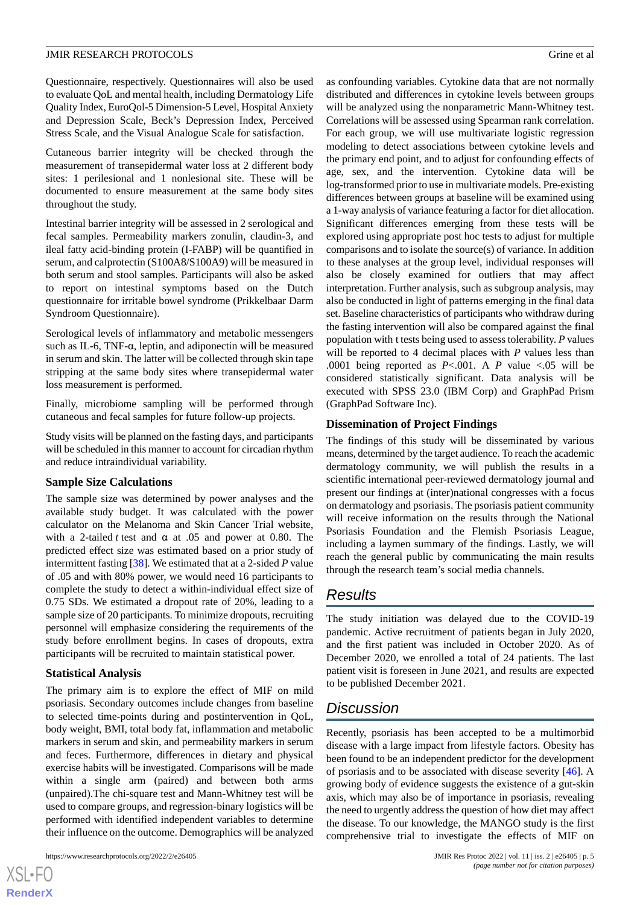Questionnaire, respectively. Questionnaires will also be used to evaluate QoL and mental health, including Dermatology Life Quality Index, EuroQol-5 Dimension-5 Level, Hospital Anxiety and Depression Scale, Beck's Depression Index, Perceived Stress Scale, and the Visual Analogue Scale for satisfaction.

Cutaneous barrier integrity will be checked through the measurement of transepidermal water loss at 2 different body sites: 1 perilesional and 1 nonlesional site. These will be documented to ensure measurement at the same body sites throughout the study.

Intestinal barrier integrity will be assessed in 2 serological and fecal samples. Permeability markers zonulin, claudin-3, and ileal fatty acid-binding protein (I-FABP) will be quantified in serum, and calprotectin (S100A8/S100A9) will be measured in both serum and stool samples. Participants will also be asked to report on intestinal symptoms based on the Dutch questionnaire for irritable bowel syndrome (Prikkelbaar Darm Syndroom Questionnaire).

Serological levels of inflammatory and metabolic messengers such as IL-6, TNF-α, leptin, and adiponectin will be measured in serum and skin. The latter will be collected through skin tape stripping at the same body sites where transepidermal water loss measurement is performed.

Finally, microbiome sampling will be performed through cutaneous and fecal samples for future follow-up projects.

Study visits will be planned on the fasting days, and participants will be scheduled in this manner to account for circadian rhythm and reduce intraindividual variability.

### Sample Size Calculations

The sample size was determined by power analyses and the available study budget. It was calculated with the power calculator on the Melanoma and Skin Cancer Trial website, with a 2-tailed *t* test and α at .05 and power at 0.80. The predicted effect size was estimated based on a prior study of intermittent fasting [38]. We estimated that at a 2-sided *P* value of .05 and with 80% power, we would need 16 participants to complete the study to detect a within-individual effect size of 0.75 SDs. We estimated a dropout rate of 20%, leading to a sample size of 20 participants. To minimize dropouts, recruiting personnel will emphasize considering the requirements of the study before enrollment begins. In cases of dropouts, extra participants will be recruited to maintain statistical power.

### Statistical Analysis

The primary aim is to explore the effect of MIF on mild psoriasis. Secondary outcomes include changes from baseline to selected time-points during and postintervention in QoL, body weight, BMI, total body fat, inflammation and metabolic markers in serum and skin, and permeability markers in serum and feces. Furthermore, differences in dietary and physical exercise habits will be investigated. Comparisons will be made within a single arm (paired) and between both arms (unpaired).The chi-square test and Mann-Whitney test will be used to compare groups, and regression-binary logistics will be performed with identified independent variables to determine their influence on the outcome. Demographics will be analyzed as confounding variables. Cytokine data that are not normally distributed and differences in cytokine levels between groups will be analyzed using the nonparametric Mann-Whitney test. Correlations will be assessed using Spearman rank correlation. For each group, we will use multivariate logistic regression modeling to detect associations between cytokine levels and the primary end point, and to adjust for confounding effects of age, sex, and the intervention. Cytokine data will be log-transformed prior to use in multivariate models. Pre-existing differences between groups at baseline will be examined using a 1-way analysis of variance featuring a factor for diet allocation. Significant differences emerging from these tests will be explored using appropriate post hoc tests to adjust for multiple comparisons and to isolate the source(s) of variance. In addition to these analyses at the group level, individual responses will also be closely examined for outliers that may affect interpretation. Further analysis, such as subgroup analysis, may also be conducted in light of patterns emerging in the final data set. Baseline characteristics of participants who withdraw during the fasting intervention will also be compared against the final population with t tests being used to assess tolerability. *P* values will be reported to 4 decimal places with *P* values less than .0001 being reported as *P*<.001. A *P* value <.05 will be considered statistically significant. Data analysis will be executed with SPSS 23.0 (IBM Corp) and GraphPad Prism (GraphPad Software Inc).

### Dissemination of Project Findings

The findings of this study will be disseminated by various means, determined by the target audience. To reach the academic dermatology community, we will publish the results in a scientific international peer-reviewed dermatology journal and present our findings at (inter)national congresses with a focus on dermatology and psoriasis. The psoriasis patient community will receive information on the results through the National Psoriasis Foundation and the Flemish Psoriasis League, including a laymen summary of the findings. Lastly, we will reach the general public by communicating the main results through the research team's social media channels.

## Results

The study initiation was delayed due to the COVID-19 pandemic. Active recruitment of patients began in July 2020, and the first patient was included in October 2020. As of December 2020, we enrolled a total of 24 patients. The last patient visit is foreseen in June 2021, and results are expected to be published December 2021.

## Discussion

Recently, psoriasis has been accepted to be a multimorbid disease with a large impact from lifestyle factors. Obesity has been found to be an independent predictor for the development of psoriasis and to be associated with disease severity [46]. A growing body of evidence suggests the existence of a gut-skin axis, which may also be of importance in psoriasis, revealing the need to urgently address the question of how diet may affect the disease. To our knowledge, the MANGO study is the first comprehensive trial to investigate the effects of MIF on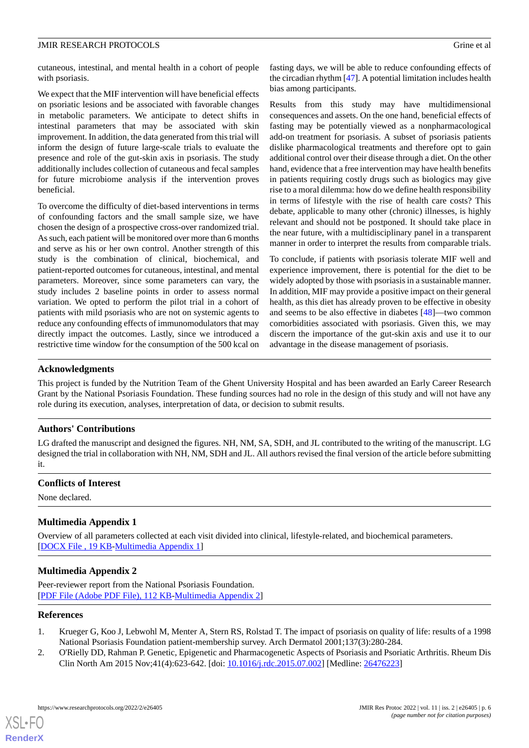cutaneous, intestinal, and mental health in a cohort of people with psoriasis.

We expect that the MIF intervention will have beneficial effects on psoriatic lesions and be associated with favorable changes in metabolic parameters. We anticipate to detect shifts in intestinal parameters that may be associated with skin improvement. In addition, the data generated from this trial will inform the design of future large-scale trials to evaluate the presence and role of the gut-skin axis in psoriasis. The study additionally includes collection of cutaneous and fecal samples for future microbiome analysis if the intervention proves beneficial.

To overcome the difficulty of diet-based interventions in terms of confounding factors and the small sample size, we have chosen the design of a prospective cross-over randomized trial. As such, each patient will be monitored over more than 6 months and serve as his or her own control. Another strength of this study is the combination of clinical, biochemical, and patient-reported outcomes for cutaneous, intestinal, and mental parameters. Moreover, since some parameters can vary, the study includes 2 baseline points in order to assess normal variation. We opted to perform the pilot trial in a cohort of patients with mild psoriasis who are not on systemic agents to reduce any confounding effects of immunomodulators that may directly impact the outcomes. Lastly, since we introduced a restrictive time window for the consumption of the 500 kcal on fasting days, we will be able to reduce confounding effects of the circadian rhythm [47]. A potential limitation includes health bias among participants.

Results from this study may have multidimensional consequences and assets. On the one hand, beneficial effects of fasting may be potentially viewed as a nonpharmacological add-on treatment for psoriasis. A subset of psoriasis patients dislike pharmacological treatments and therefore opt to gain additional control over their disease through a diet. On the other hand, evidence that a free intervention may have health benefits in patients requiring costly drugs such as biologics may give rise to a moral dilemma: how do we define health responsibility in terms of lifestyle with the rise of health care costs? This debate, applicable to many other (chronic) illnesses, is highly relevant and should not be postponed. It should take place in the near future, with a multidisciplinary panel in a transparent manner in order to interpret the results from comparable trials.

To conclude, if patients with psoriasis tolerate MIF well and experience improvement, there is potential for the diet to be widely adopted by those with psoriasis in a sustainable manner. In addition, MIF may provide a positive impact on their general health, as this diet has already proven to be effective in obesity and seems to be also effective in diabetes [48]—two common comorbidities associated with psoriasis. Given this, we may discern the importance of the gut-skin axis and use it to our advantage in the disease management of psoriasis.

## Acknowledgments

This project is funded by the Nutrition Team of the Ghent University Hospital and has been awarded an Early Career Research Grant by the National Psoriasis Foundation. These funding sources had no role in the design of this study and will not have any role during its execution, analyses, interpretation of data, or decision to submit results.

## Authors' Contributions

LG drafted the manuscript and designed the figures. NH, NM, SA, SDH, and JL contributed to the writing of the manuscript. LG designed the trial in collaboration with NH, NM, SDH and JL. All authors revised the final version of the article before submitting it.

## Conflicts of Interest

None declared.

## Multimedia Appendix 1

Overview of all parameters collected at each visit divided into clinical, lifestyle-related, and biochemical parameters.
[DOCX File , 19 KB-Multimedia Appendix 1]

## Multimedia Appendix 2

Peer-reviewer report from the National Psoriasis Foundation.
[PDF File (Adobe PDF File), 112 KB-Multimedia Appendix 2]

## References

1. Krueger G, Koo J, Lebwohl M, Menter A, Stern RS, Rolstad T. The impact of psoriasis on quality of life: results of a 1998 National Psoriasis Foundation patient-membership survey. Arch Dermatol 2001;137(3):280-284.
2. O'Rielly DD, Rahman P. Genetic, Epigenetic and Pharmacogenetic Aspects of Psoriasis and Psoriatic Arthritis. Rheum Dis Clin North Am 2015 Nov;41(4):623-642. [doi: 10.1016/j.rdc.2015.07.002] [Medline: 26476223]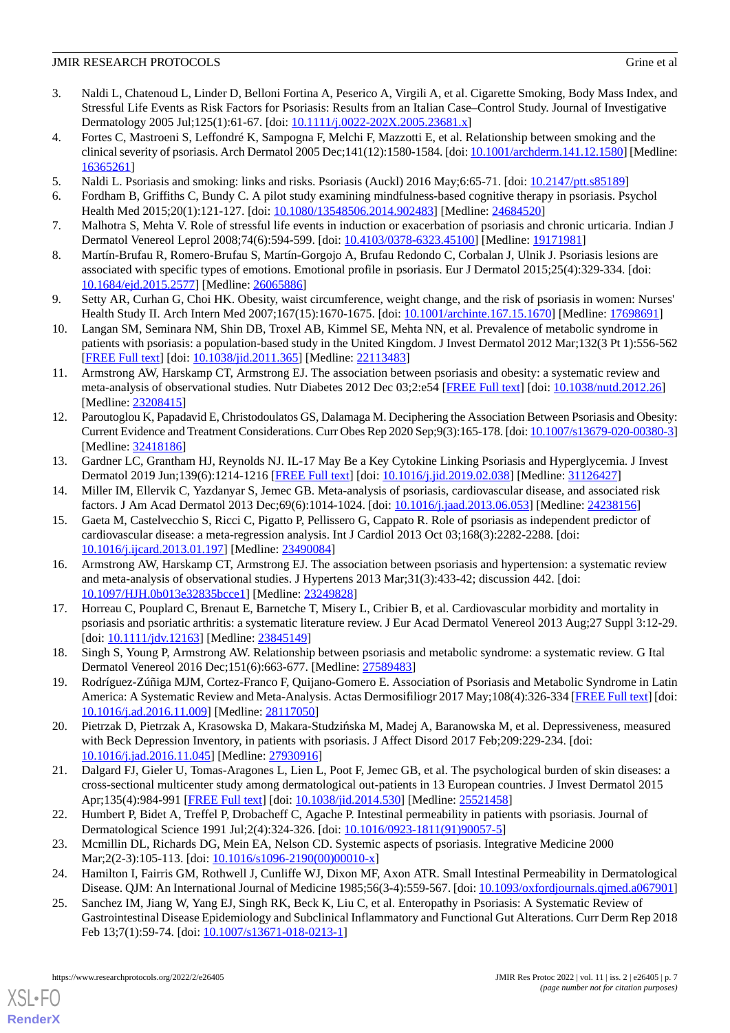3. Naldi L, Chatenoud L, Linder D, Belloni Fortina A, Peserico A, Virgili A, et al. Cigarette Smoking, Body Mass Index, and Stressful Life Events as Risk Factors for Psoriasis: Results from an Italian Case–Control Study. Journal of Investigative Dermatology 2005 Jul;125(1):61-67. [doi: 10.1111/j.0022-202X.2005.23681.x]
4. Fortes C, Mastroeni S, Leffondré K, Sampogna F, Melchi F, Mazzotti E, et al. Relationship between smoking and the clinical severity of psoriasis. Arch Dermatol 2005 Dec;141(12):1580-1584. [doi: 10.1001/archderm.141.12.1580] [Medline: 16365261]
5. Naldi L. Psoriasis and smoking: links and risks. Psoriasis (Auckl) 2016 May;6:65-71. [doi: 10.2147/ptt.s85189]
6. Fordham B, Griffiths C, Bundy C. A pilot study examining mindfulness-based cognitive therapy in psoriasis. Psychol Health Med 2015;20(1):121-127. [doi: 10.1080/13548506.2014.902483] [Medline: 24684520]
7. Malhotra S, Mehta V. Role of stressful life events in induction or exacerbation of psoriasis and chronic urticaria. Indian J Dermatol Venereol Leprol 2008;74(6):594-599. [doi: 10.4103/0378-6323.45100] [Medline: 19171981]
8. Martín-Brufau R, Romero-Brufau S, Martín-Gorgojo A, Brufau Redondo C, Corbalan J, Ulnik J. Psoriasis lesions are associated with specific types of emotions. Emotional profile in psoriasis. Eur J Dermatol 2015;25(4):329-334. [doi: 10.1684/ejd.2015.2577] [Medline: 26065886]
9. Setty AR, Curhan G, Choi HK. Obesity, waist circumference, weight change, and the risk of psoriasis in women: Nurses' Health Study II. Arch Intern Med 2007;167(15):1670-1675. [doi: 10.1001/archinte.167.15.1670] [Medline: 17698691]
10. Langan SM, Seminara NM, Shin DB, Troxel AB, Kimmel SE, Mehta NN, et al. Prevalence of metabolic syndrome in patients with psoriasis: a population-based study in the United Kingdom. J Invest Dermatol 2012 Mar;132(3 Pt 1):556-562 [FREE Full text] [doi: 10.1038/jid.2011.365] [Medline: 22113483]
11. Armstrong AW, Harskamp CT, Armstrong EJ. The association between psoriasis and obesity: a systematic review and meta-analysis of observational studies. Nutr Diabetes 2012 Dec 03;2:e54 [FREE Full text] [doi: 10.1038/nutd.2012.26] [Medline: 23208415]
12. Paroutoglou K, Papadavid E, Christodoulatos GS, Dalamaga M. Deciphering the Association Between Psoriasis and Obesity: Current Evidence and Treatment Considerations. Curr Obes Rep 2020 Sep;9(3):165-178. [doi: 10.1007/s13679-020-00380-3] [Medline: 32418186]
13. Gardner LC, Grantham HJ, Reynolds NJ. IL-17 May Be a Key Cytokine Linking Psoriasis and Hyperglycemia. J Invest Dermatol 2019 Jun;139(6):1214-1216 [FREE Full text] [doi: 10.1016/j.jid.2019.02.038] [Medline: 31126427]
14. Miller IM, Ellervik C, Yazdanyar S, Jemec GB. Meta-analysis of psoriasis, cardiovascular disease, and associated risk factors. J Am Acad Dermatol 2013 Dec;69(6):1014-1024. [doi: 10.1016/j.jaad.2013.06.053] [Medline: 24238156]
15. Gaeta M, Castelvecchio S, Ricci C, Pigatto P, Pellissero G, Cappato R. Role of psoriasis as independent predictor of cardiovascular disease: a meta-regression analysis. Int J Cardiol 2013 Oct 03;168(3):2282-2288. [doi: 10.1016/j.ijcard.2013.01.197] [Medline: 23490084]
16. Armstrong AW, Harskamp CT, Armstrong EJ. The association between psoriasis and hypertension: a systematic review and meta-analysis of observational studies. J Hypertens 2013 Mar;31(3):433-42; discussion 442. [doi: 10.1097/HJH.0b013e32835bcce1] [Medline: 23249828]
17. Horreau C, Pouplard C, Brenaut E, Barnetche T, Misery L, Cribier B, et al. Cardiovascular morbidity and mortality in psoriasis and psoriatic arthritis: a systematic literature review. J Eur Acad Dermatol Venereol 2013 Aug;27 Suppl 3:12-29. [doi: 10.1111/jdv.12163] [Medline: 23845149]
18. Singh S, Young P, Armstrong AW. Relationship between psoriasis and metabolic syndrome: a systematic review. G Ital Dermatol Venereol 2016 Dec;151(6):663-677. [Medline: 27589483]
19. Rodríguez-Zúñiga MJM, Cortez-Franco F, Quijano-Gomero E. Association of Psoriasis and Metabolic Syndrome in Latin America: A Systematic Review and Meta-Analysis. Actas Dermosifiliogr 2017 May;108(4):326-334 [FREE Full text] [doi: 10.1016/j.ad.2016.11.009] [Medline: 28117050]
20. Pietrzak D, Pietrzak A, Krasowska D, Makara-Studzińska M, Madej A, Baranowska M, et al. Depressiveness, measured with Beck Depression Inventory, in patients with psoriasis. J Affect Disord 2017 Feb;209:229-234. [doi: 10.1016/j.jad.2016.11.045] [Medline: 27930916]
21. Dalgard FJ, Gieler U, Tomas-Aragones L, Lien L, Poot F, Jemec GB, et al. The psychological burden of skin diseases: a cross-sectional multicenter study among dermatological out-patients in 13 European countries. J Invest Dermatol 2015 Apr;135(4):984-991 [FREE Full text] [doi: 10.1038/jid.2014.530] [Medline: 25521458]
22. Humbert P, Bidet A, Treffel P, Drobacheff C, Agache P. Intestinal permeability in patients with psoriasis. Journal of Dermatological Science 1991 Jul;2(4):324-326. [doi: 10.1016/0923-1811(91)90057-5]
23. Mcmillin DL, Richards DG, Mein EA, Nelson CD. Systemic aspects of psoriasis. Integrative Medicine 2000 Mar;2(2-3):105-113. [doi: 10.1016/s1096-2190(00)00010-x]
24. Hamilton I, Fairris GM, Rothwell J, Cunliffe WJ, Dixon MF, Axon ATR. Small Intestinal Permeability in Dermatological Disease. QJM: An International Journal of Medicine 1985;56(3-4):559-567. [doi: 10.1093/oxfordjournals.qjmed.a067901]
25. Sanchez IM, Jiang W, Yang EJ, Singh RK, Beck K, Liu C, et al. Enteropathy in Psoriasis: A Systematic Review of Gastrointestinal Disease Epidemiology and Subclinical Inflammatory and Functional Gut Alterations. Curr Derm Rep 2018 Feb 13;7(1):59-74. [doi: 10.1007/s13671-018-0213-1]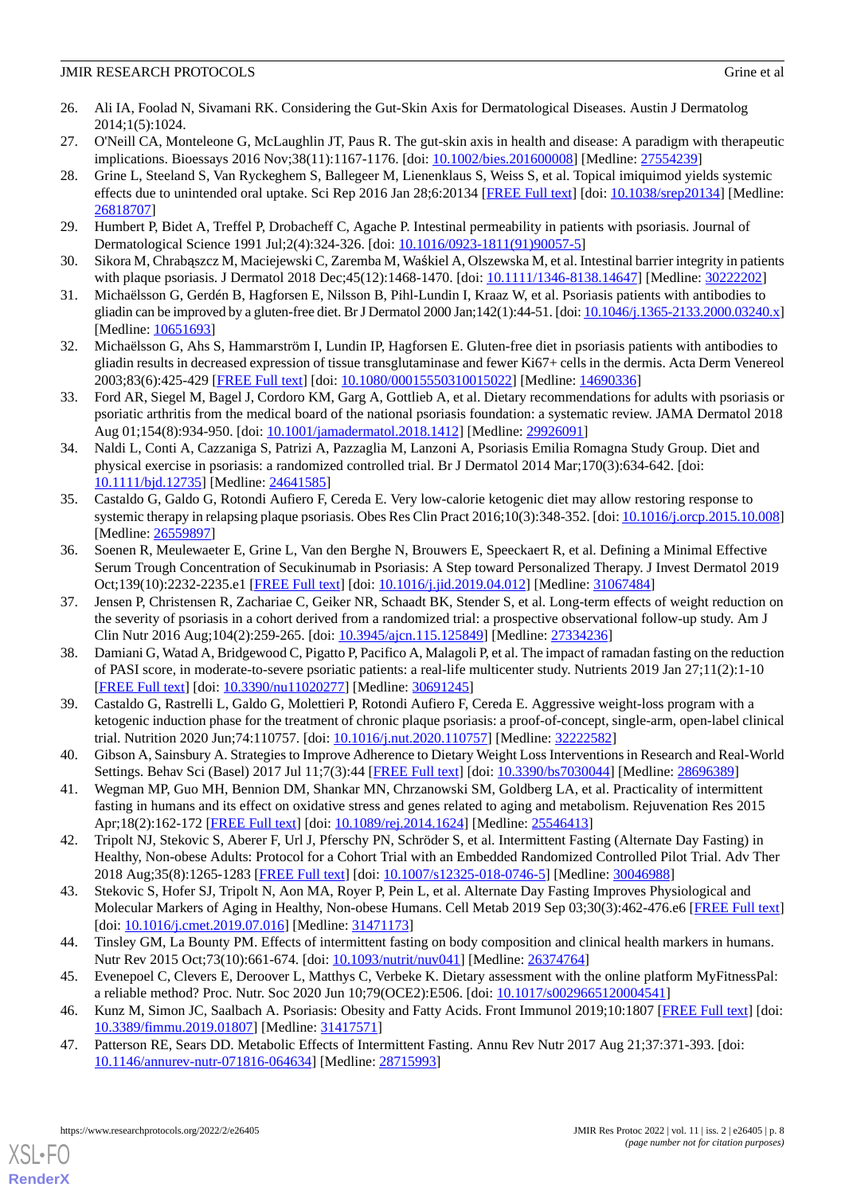26. Ali IA, Foolad N, Sivamani RK. Considering the Gut-Skin Axis for Dermatological Diseases. Austin J Dermatolog 2014;1(5):1024.
27. O'Neill CA, Monteleone G, McLaughlin JT, Paus R. The gut-skin axis in health and disease: A paradigm with therapeutic implications. Bioessays 2016 Nov;38(11):1167-1176. [doi: 10.1002/bies.201600008] [Medline: 27554239]
28. Grine L, Steeland S, Van Ryckeghem S, Ballegeer M, Lienenklaus S, Weiss S, et al. Topical imiquimod yields systemic effects due to unintended oral uptake. Sci Rep 2016 Jan 28;6:20134 [FREE Full text] [doi: 10.1038/srep20134] [Medline: 26818707]
29. Humbert P, Bidet A, Treffel P, Drobacheff C, Agache P. Intestinal permeability in patients with psoriasis. Journal of Dermatological Science 1991 Jul;2(4):324-326. [doi: 10.1016/0923-1811(91)90057-5]
30. Sikora M, Chrabąszcz M, Maciejewski C, Zaremba M, Waśkiel A, Olszewska M, et al. Intestinal barrier integrity in patients with plaque psoriasis. J Dermatol 2018 Dec;45(12):1468-1470. [doi: 10.1111/1346-8138.14647] [Medline: 30222202]
31. Michaëlsson G, Gerdén B, Hagforsen E, Nilsson B, Pihl-Lundin I, Kraaz W, et al. Psoriasis patients with antibodies to gliadin can be improved by a gluten-free diet. Br J Dermatol 2000 Jan;142(1):44-51. [doi: 10.1046/j.1365-2133.2000.03240.x] [Medline: 10651693]
32. Michaëlsson G, Ahs S, Hammarström I, Lundin IP, Hagforsen E. Gluten-free diet in psoriasis patients with antibodies to gliadin results in decreased expression of tissue transglutaminase and fewer Ki67+ cells in the dermis. Acta Derm Venereol 2003;83(6):425-429 [FREE Full text] [doi: 10.1080/00015550310015022] [Medline: 14690336]
33. Ford AR, Siegel M, Bagel J, Cordoro KM, Garg A, Gottlieb A, et al. Dietary recommendations for adults with psoriasis or psoriatic arthritis from the medical board of the national psoriasis foundation: a systematic review. JAMA Dermatol 2018 Aug 01;154(8):934-950. [doi: 10.1001/jamadermatol.2018.1412] [Medline: 29926091]
34. Naldi L, Conti A, Cazzaniga S, Patrizi A, Pazzaglia M, Lanzoni A, Psoriasis Emilia Romagna Study Group. Diet and physical exercise in psoriasis: a randomized controlled trial. Br J Dermatol 2014 Mar;170(3):634-642. [doi: 10.1111/bjd.12735] [Medline: 24641585]
35. Castaldo G, Galdo G, Rotondi Aufiero F, Cereda E. Very low-calorie ketogenic diet may allow restoring response to systemic therapy in relapsing plaque psoriasis. Obes Res Clin Pract 2016;10(3):348-352. [doi: 10.1016/j.orcp.2015.10.008] [Medline: 26559897]
36. Soenen R, Meulewaeter E, Grine L, Van den Berghe N, Brouwers E, Speeckaert R, et al. Defining a Minimal Effective Serum Trough Concentration of Secukinumab in Psoriasis: A Step toward Personalized Therapy. J Invest Dermatol 2019 Oct;139(10):2232-2235.e1 [FREE Full text] [doi: 10.1016/j.jid.2019.04.012] [Medline: 31067484]
37. Jensen P, Christensen R, Zachariae C, Geiker NR, Schaadt BK, Stender S, et al. Long-term effects of weight reduction on the severity of psoriasis in a cohort derived from a randomized trial: a prospective observational follow-up study. Am J Clin Nutr 2016 Aug;104(2):259-265. [doi: 10.3945/ajcn.115.125849] [Medline: 27334236]
38. Damiani G, Watad A, Bridgewood C, Pigatto P, Pacifico A, Malagoli P, et al. The impact of ramadan fasting on the reduction of PASI score, in moderate-to-severe psoriatic patients: a real-life multicenter study. Nutrients 2019 Jan 27;11(2):1-10 [FREE Full text] [doi: 10.3390/nu11020277] [Medline: 30691245]
39. Castaldo G, Rastrelli L, Galdo G, Molettieri P, Rotondi Aufiero F, Cereda E. Aggressive weight-loss program with a ketogenic induction phase for the treatment of chronic plaque psoriasis: a proof-of-concept, single-arm, open-label clinical trial. Nutrition 2020 Jun;74:110757. [doi: 10.1016/j.nut.2020.110757] [Medline: 32222582]
40. Gibson A, Sainsbury A. Strategies to Improve Adherence to Dietary Weight Loss Interventions in Research and Real-World Settings. Behav Sci (Basel) 2017 Jul 11;7(3):44 [FREE Full text] [doi: 10.3390/bs7030044] [Medline: 28696389]
41. Wegman MP, Guo MH, Bennion DM, Shankar MN, Chrzanowski SM, Goldberg LA, et al. Practicality of intermittent fasting in humans and its effect on oxidative stress and genes related to aging and metabolism. Rejuvenation Res 2015 Apr;18(2):162-172 [FREE Full text] [doi: 10.1089/rej.2014.1624] [Medline: 25546413]
42. Tripolt NJ, Stekovic S, Aberer F, Url J, Pferschy PN, Schröder S, et al. Intermittent Fasting (Alternate Day Fasting) in Healthy, Non-obese Adults: Protocol for a Cohort Trial with an Embedded Randomized Controlled Pilot Trial. Adv Ther 2018 Aug;35(8):1265-1283 [FREE Full text] [doi: 10.1007/s12325-018-0746-5] [Medline: 30046988]
43. Stekovic S, Hofer SJ, Tripolt N, Aon MA, Royer P, Pein L, et al. Alternate Day Fasting Improves Physiological and Molecular Markers of Aging in Healthy, Non-obese Humans. Cell Metab 2019 Sep 03;30(3):462-476.e6 [FREE Full text] [doi: 10.1016/j.cmet.2019.07.016] [Medline: 31471173]
44. Tinsley GM, La Bounty PM. Effects of intermittent fasting on body composition and clinical health markers in humans. Nutr Rev 2015 Oct;73(10):661-674. [doi: 10.1093/nutrit/nuv041] [Medline: 26374764]
45. Evenepoel C, Clevers E, Deroover L, Matthys C, Verbeke K. Dietary assessment with the online platform MyFitnessPal: a reliable method? Proc. Nutr. Soc 2020 Jun 10;79(OCE2):E506. [doi: 10.1017/s0029665120004541]
46. Kunz M, Simon JC, Saalbach A. Psoriasis: Obesity and Fatty Acids. Front Immunol 2019;10:1807 [FREE Full text] [doi: 10.3389/fimmu.2019.01807] [Medline: 31417571]
47. Patterson RE, Sears DD. Metabolic Effects of Intermittent Fasting. Annu Rev Nutr 2017 Aug 21;37:371-393. [doi: 10.1146/annurev-nutr-071816-064634] [Medline: 28715993]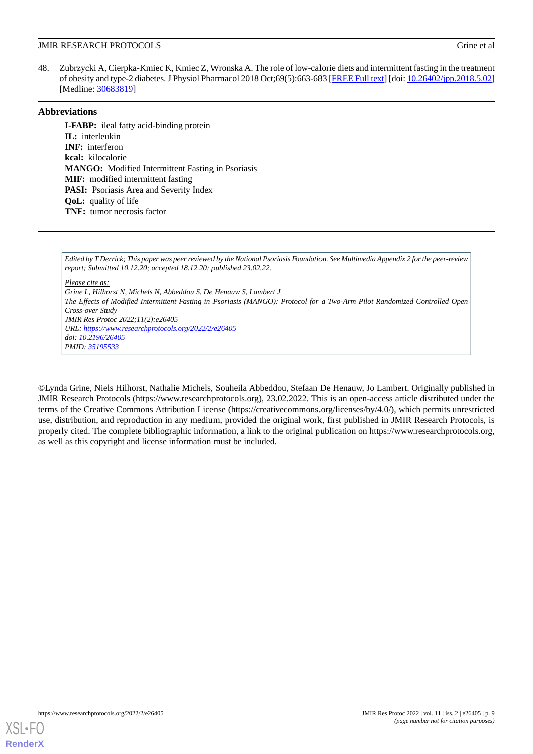48. Zubrzycki A, Cierpka-Kmiec K, Kmiec Z, Wronska A. The role of low-calorie diets and intermittent fasting in the treatment of obesity and type-2 diabetes. J Physiol Pharmacol 2018 Oct;69(5):663-683 [FREE Full text] [doi: 10.26402/jpp.2018.5.02] [Medline: 30683819]

## Abbreviations

**I-FABP:** ileal fatty acid-binding protein
**IL:** interleukin
**INF:** interferon
**kcal:** kilocalorie
**MANGO:** Modified Intermittent Fasting in Psoriasis
**MIF:** modified intermittent fasting
**PASI:** Psoriasis Area and Severity Index
**QoL:** quality of life
**TNF:** tumor necrosis factor

---

*Edited by T Derrick; This paper was peer reviewed by the National Psoriasis Foundation. See Multimedia Appendix 2 for the peer-review report; Submitted 10.12.20; accepted 18.12.20; published 23.02.22.*

*Please cite as:*
*Grine L, Hilhorst N, Michels N, Abbeddou S, De Henauw S, Lambert J*
*The Effects of Modified Intermittent Fasting in Psoriasis (MANGO): Protocol for a Two-Arm Pilot Randomized Controlled Open Cross-over Study*
*JMIR Res Protoc 2022;11(2):e26405*
*URL: https://www.researchprotocols.org/2022/2/e26405*
*doi: 10.2196/26405*
*PMID: 35195533*

©Lynda Grine, Niels Hilhorst, Nathalie Michels, Souheila Abbeddou, Stefaan De Henauw, Jo Lambert. Originally published in JMIR Research Protocols (https://www.researchprotocols.org), 23.02.2022. This is an open-access article distributed under the terms of the Creative Commons Attribution License (https://creativecommons.org/licenses/by/4.0/), which permits unrestricted use, distribution, and reproduction in any medium, provided the original work, first published in JMIR Research Protocols, is properly cited. The complete bibliographic information, a link to the original publication on https://www.researchprotocols.org, as well as this copyright and license information must be included.